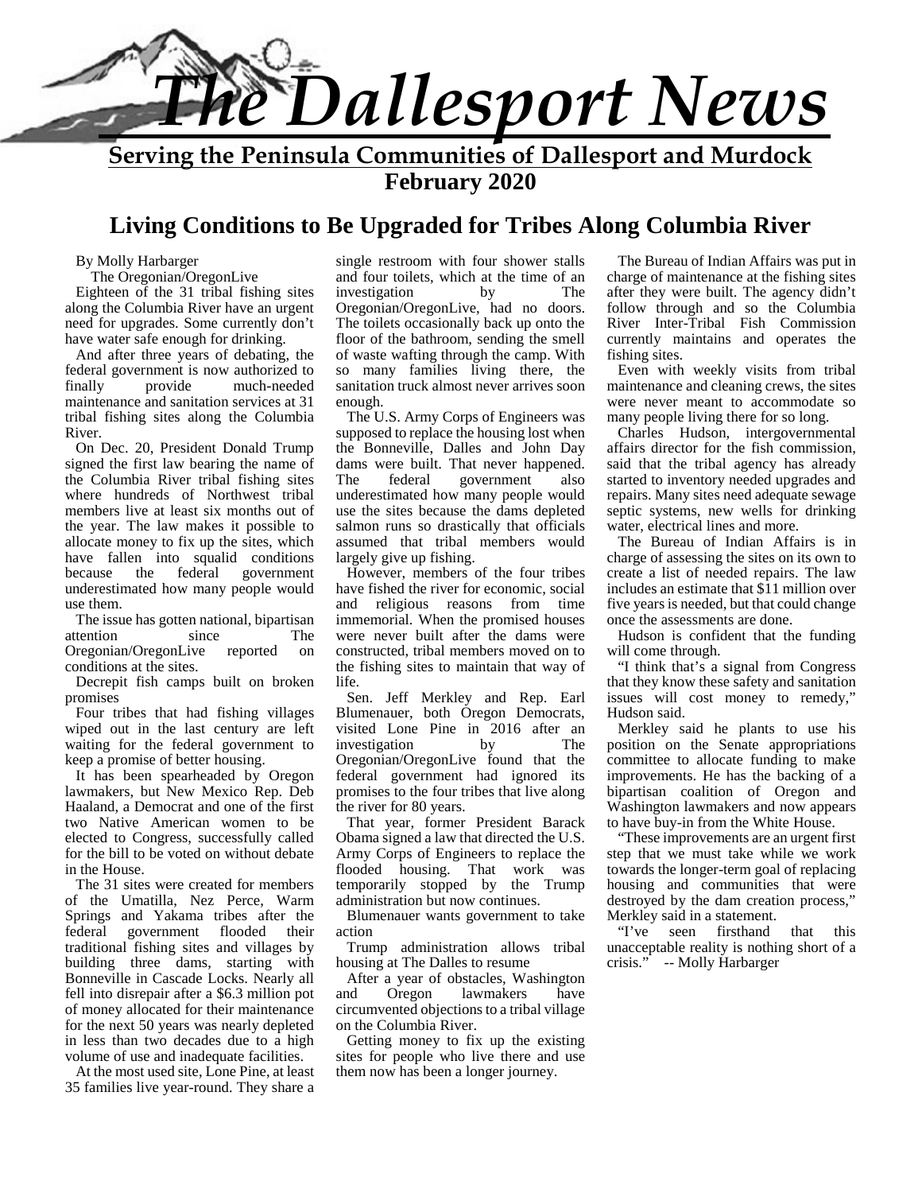# The Dallesport News

**Serving the Peninsula Communities of Dallesport and Murdock**

**February 2020**

## Living Conditions to Be Upgraded for Tribes Along Columbia River

By Molly Harbarger

The Oregonian/OregonLive

Eighteen of the 31 tribal fishing sites along the Columbia River have an urgent need for upgrades. Some currently don't have water safe enough for drinking.

And after three years of debating, the federal government is now authorized to finally provide much-needed maintenance and sanitation services at 31 tribal fishing sites along the Columbia River.

On Dec. 20, President Donald Trump signed the first law bearing the name of the Columbia River tribal fishing sites where hundreds of Northwest tribal members live at least six months out of the year. The law makes it possible to allocate money to fix up the sites, which have fallen into squalid conditions because the federal government underestimated how many people would use them.

The issue has gotten national, bipartisan attention since The Oregonian/OregonLive reported on conditions at the sites.

Decrepit fish camps built on broken promises

Four tribes that had fishing villages wiped out in the last century are left waiting for the federal government to keep a promise of better housing.

It has been spearheaded by Oregon lawmakers, but New Mexico Rep. Deb Haaland, a Democrat and one of the first two Native American women to be elected to Congress, successfully called for the bill to be voted on without debate in the House.

The 31 sites were created for members of the Umatilla, Nez Perce, Warm Springs and Yakama tribes after the federal government flooded their traditional fishing sites and villages by building three dams, starting with Bonneville in Cascade Locks. Nearly all fell into disrepair after a $6.3 million pot of money allocated for their maintenance for the next 50 years was nearly depleted in less than two decades due to a high volume of use and inadequate facilities.

At the most used site, Lone Pine, at least 35 families live year-round. They share a single restroom with four shower stalls and four toilets, which at the time of an investigation by The Oregonian/OregonLive, had no doors. The toilets occasionally back up onto the floor of the bathroom, sending the smell of waste wafting through the camp. With so many families living there, the sanitation truck almost never arrives soon enough.

The U.S. Army Corps of Engineers was supposed to replace the housing lost when the Bonneville, Dalles and John Day dams were built. That never happened. The federal government also underestimated how many people would use the sites because the dams depleted salmon runs so drastically that officials assumed that tribal members would largely give up fishing.

However, members of the four tribes have fished the river for economic, social and religious reasons from time immemorial. When the promised houses were never built after the dams were constructed, tribal members moved on to the fishing sites to maintain that way of life.

Sen. Jeff Merkley and Rep. Earl Blumenauer, both Oregon Democrats, visited Lone Pine in 2016 after an investigation by The Oregonian/OregonLive found that the federal government had ignored its promises to the four tribes that live along the river for 80 years.

That year, former President Barack Obama signed a law that directed the U.S. Army Corps of Engineers to replace the flooded housing. That work was temporarily stopped by the Trump administration but now continues.

Blumenauer wants government to take action

Trump administration allows tribal housing at The Dalles to resume

After a year of obstacles, Washington and Oregon lawmakers have circumvented objections to a tribal village on the Columbia River.

Getting money to fix up the existing sites for people who live there and use them now has been a longer journey.

The Bureau of Indian Affairs was put in charge of maintenance at the fishing sites after they were built. The agency didn't follow through and so the Columbia River Inter-Tribal Fish Commission currently maintains and operates the fishing sites.

Even with weekly visits from tribal maintenance and cleaning crews, the sites were never meant to accommodate so many people living there for so long.

Charles Hudson, intergovernmental affairs director for the fish commission, said that the tribal agency has already started to inventory needed upgrades and repairs. Many sites need adequate sewage septic systems, new wells for drinking water, electrical lines and more.

The Bureau of Indian Affairs is in charge of assessing the sites on its own to create a list of needed repairs. The law includes an estimate that $11 million over five years is needed, but that could change once the assessments are done.

Hudson is confident that the funding will come through.

"I think that's a signal from Congress that they know these safety and sanitation issues will cost money to remedy," Hudson said.

Merkley said he plants to use his position on the Senate appropriations committee to allocate funding to make improvements. He has the backing of a bipartisan coalition of Oregon and Washington lawmakers and now appears to have buy-in from the White House.

"These improvements are an urgent first step that we must take while we work towards the longer-term goal of replacing housing and communities that were destroyed by the dam creation process," Merkley said in a statement.

"I've seen firsthand that this unacceptable reality is nothing short of a crisis." -- Molly Harbarger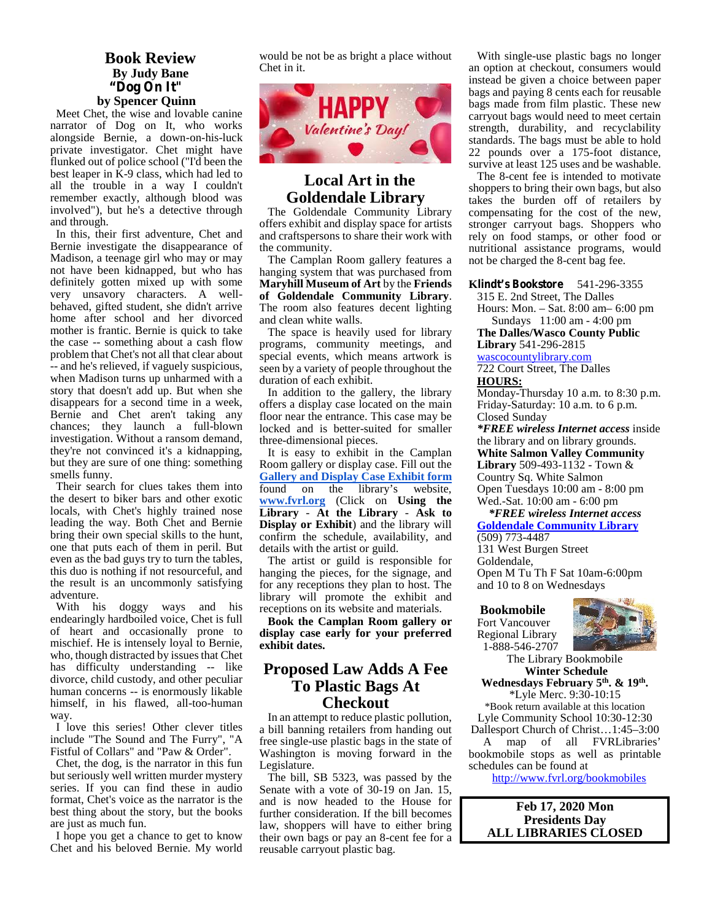## Book Review

**By Judy Bane**

### "Dog On It"

**by Spencer Quinn**

Meet Chet, the wise and lovable canine narrator of Dog on It, who works alongside Bernie, a down-on-his-luck private investigator. Chet might have flunked out of police school ("I'd been the best leaper in K-9 class, which had led to all the trouble in a way I couldn't remember exactly, although blood was involved"), but he's a detective through and through.

In this, their first adventure, Chet and Bernie investigate the disappearance of Madison, a teenage girl who may or may not have been kidnapped, but who has definitely gotten mixed up with some very unsavory characters. A well-behaved, gifted student, she didn't arrive home after school and her divorced mother is frantic. Bernie is quick to take the case -- something about a cash flow problem that Chet's not all that clear about -- and he's relieved, if vaguely suspicious, when Madison turns up unharmed with a story that doesn't add up. But when she disappears for a second time in a week, Bernie and Chet aren't taking any chances; they launch a full-blown investigation. Without a ransom demand, they're not convinced it's a kidnapping, but they are sure of one thing: something smells funny.

Their search for clues takes them into the desert to biker bars and other exotic locals, with Chet's highly trained nose leading the way. Both Chet and Bernie bring their own special skills to the hunt, one that puts each of them in peril. But even as the bad guys try to turn the tables, this duo is nothing if not resourceful, and the result is an uncommonly satisfying adventure.

With his doggy ways and his endearingly hardboiled voice, Chet is full of heart and occasionally prone to mischief. He is intensely loyal to Bernie, who, though distracted by issues that Chet has difficulty understanding -- like divorce, child custody, and other peculiar human concerns -- is enormously likable himself, in his flawed, all-too-human way.

I love this series! Other clever titles include "The Sound and The Furry", "A Fistful of Collars" and "Paw & Order".

Chet, the dog, is the narrator in this fun but seriously well written murder mystery series. If you can find these in audio format, Chet's voice as the narrator is the best thing about the story, but the books are just as much fun.

I hope you get a chance to get to know Chet and his beloved Bernie. My world would be not be as bright a place without Chet in it.

HAPPY Valentine's Day!

## Local Art in the Goldendale Library

The Goldendale Community Library offers exhibit and display space for artists and craftspersons to share their work with the community.

The Camplan Room gallery features a hanging system that was purchased from **Maryhill Museum of Art** by the **Friends of Goldendale Community Library**. The room also features decent lighting and clean white walls.

The space is heavily used for library programs, community meetings, and special events, which means artwork is seen by a variety of people throughout the duration of each exhibit.

In addition to the gallery, the library offers a display case located on the main floor near the entrance. This case may be locked and is better-suited for smaller three-dimensional pieces.

It is easy to exhibit in the Camplan Room gallery or display case. Fill out the **Gallery and Display Case Exhibit form** found on the library's website, **www.fvrl.org** (Click on **Using the Library - At the Library - Ask to Display or Exhibit**) and the library will confirm the schedule, availability, and details with the artist or guild.

The artist or guild is responsible for hanging the pieces, for the signage, and for any receptions they plan to host. The library will promote the exhibit and receptions on its website and materials.

**Book the Camplan Room gallery or display case early for your preferred exhibit dates.**

## Proposed Law Adds A Fee To Plastic Bags At Checkout

In an attempt to reduce plastic pollution, a bill banning retailers from handing out free single-use plastic bags in the state of Washington is moving forward in the Legislature.

The bill, SB 5323, was passed by the Senate with a vote of 30-19 on Jan. 15, and is now headed to the House for further consideration. If the bill becomes law, shoppers will have to either bring their own bags or pay an 8-cent fee for a reusable carryout plastic bag.

With single-use plastic bags no longer an option at checkout, consumers would instead be given a choice between paper bags and paying 8 cents each for reusable bags made from film plastic. These new carryout bags would need to meet certain strength, durability, and recyclability standards. The bags must be able to hold 22 pounds over a 175-foot distance, survive at least 125 uses and be washable.

The 8-cent fee is intended to motivate shoppers to bring their own bags, but also takes the burden off of retailers by compensating for the cost of the new, stronger carryout bags. Shoppers who rely on food stamps, or other food or nutritional assistance programs, would not be charged the 8-cent bag fee.

**Klindt's Bookstore** 541-296-3355
315 E. 2nd Street, The Dalles
Hours: Mon. – Sat. 8:00 am– 6:00 pm
Sundays 11:00 am - 4:00 pm

**The Dalles/Wasco County Public Library** 541-296-2815
wascocountylibrary.com
722 Court Street, The Dalles
**HOURS:**
Monday-Thursday 10 a.m. to 8:30 p.m.
Friday-Saturday: 10 a.m. to 6 p.m.
Closed Sunday
***FREE wireless Internet access** inside the library and on library grounds.*

**White Salmon Valley Community Library** 509-493-1132 - Town & Country Sq. White Salmon
Open Tuesdays 10:00 am - 8:00 pm
Wed.-Sat. 10:00 am - 6:00 pm
***FREE wireless Internet access***

**Goldendale Community Library**
(509) 773-4487
131 West Burgen Street
Goldendale,
Open M Tu Th F Sat 10am-6:00pm and 10 to 8 on Wednesdays

**Bookmobile**
Fort Vancouver Regional Library
1-888-546-2707

The Library Bookmobile
**Winter Schedule**
**Wednesdays February 5th. & 19th.**
*Lyle Merc. 9:30-10:15
*Book return available at this location
Lyle Community School 10:30-12:30
Dallesport Church of Christ…1:45–3:00

A map of all FVRLibraries' bookmobile stops as well as printable schedules can be found at
http://www.fvrl.org/bookmobiles

**Feb 17, 2020 Mon**
**Presidents Day**
**ALL LIBRARIES CLOSED**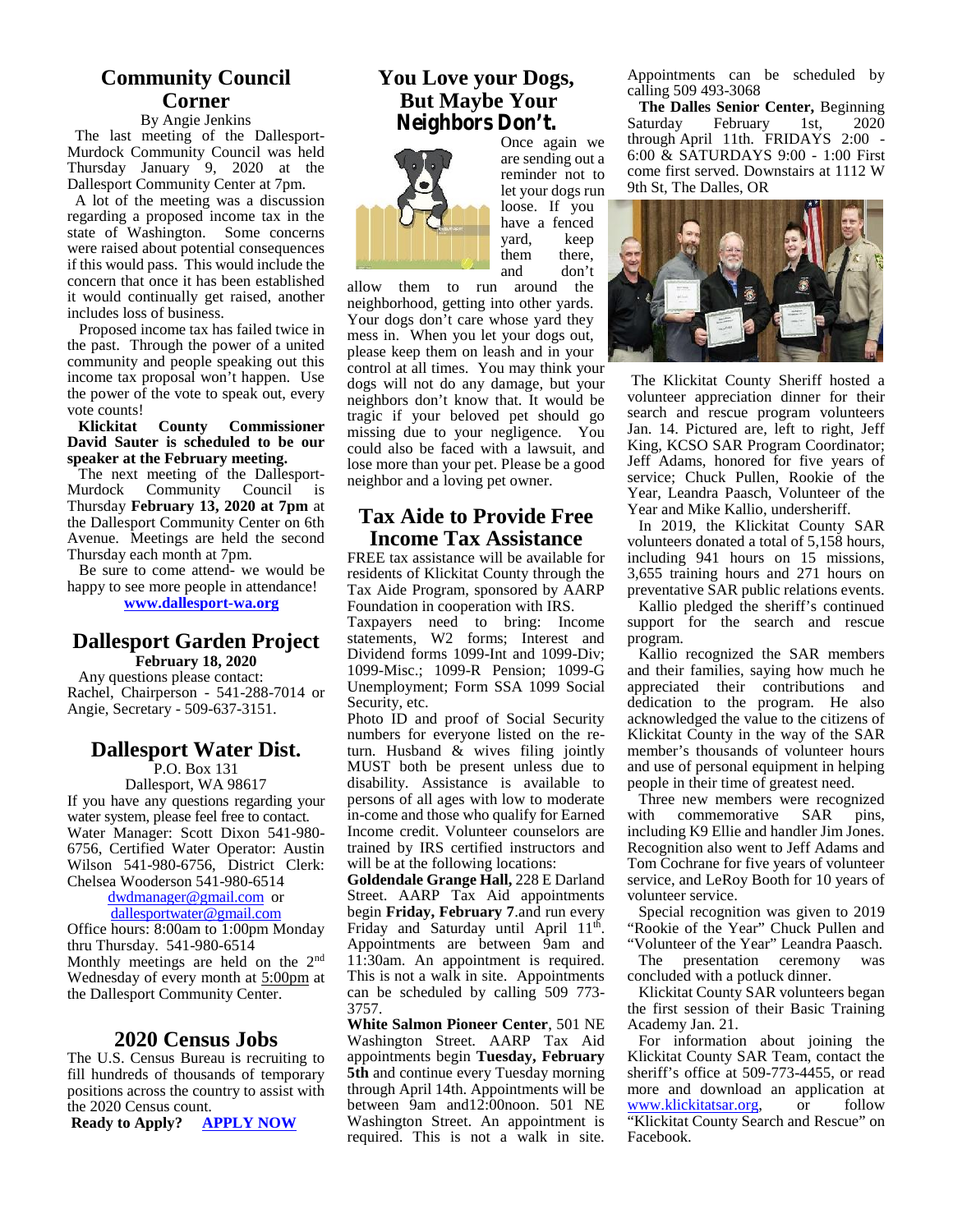## Community Council Corner

By Angie Jenkins

The last meeting of the Dallesport-Murdock Community Council was held Thursday January 9, 2020 at the Dallesport Community Center at 7pm.

A lot of the meeting was a discussion regarding a proposed income tax in the state of Washington. Some concerns were raised about potential consequences if this would pass. This would include the concern that once it has been established it would continually get raised, another includes loss of business.

Proposed income tax has failed twice in the past. Through the power of a united community and people speaking out this income tax proposal won't happen. Use the power of the vote to speak out, every vote counts!

**Klickitat County Commissioner David Sauter is scheduled to be our speaker at the February meeting.**

The next meeting of the Dallesport-Murdock Community Council is Thursday **February 13, 2020 at 7pm** at the Dallesport Community Center on 6th Avenue. Meetings are held the second Thursday each month at 7pm.

Be sure to come attend- we would be happy to see more people in attendance!

**www.dallesport-wa.org**

## Dallesport Garden Project

**February 18, 2020**

Any questions please contact:
Rachel, Chairperson - 541-288-7014 or Angie, Secretary - 509-637-3151.

## Dallesport Water Dist.

P.O. Box 131
Dallesport, WA 98617

If you have any questions regarding your water system, please feel free to contact. Water Manager: Scott Dixon 541-980-6756, Certified Water Operator: Austin Wilson 541-980-6756, District Clerk: Chelsea Wooderson 541-980-6514

dwdmanager@gmail.com or
dallesportwater@gmail.com

Office hours: 8:00am to 1:00pm Monday thru Thursday. 541-980-6514

Monthly meetings are held on the 2nd Wednesday of every month at 5:00pm at the Dallesport Community Center.

## 2020 Census Jobs

The U.S. Census Bureau is recruiting to fill hundreds of thousands of temporary positions across the country to assist with the 2020 Census count.

**Ready to Apply? APPLY NOW**

## You Love your Dogs, But Maybe Your Neighbors Don't.

Once again we are sending out a reminder not to let your dogs run loose. If you have a fenced yard, keep them there, and don't allow them to run around the neighborhood, getting into other yards. Your dogs don't care whose yard they mess in. When you let your dogs out, please keep them on leash and in your control at all times. You may think your dogs will not do any damage, but your neighbors don't know that. It would be tragic if your beloved pet should go missing due to your negligence. You could also be faced with a lawsuit, and lose more than your pet. Please be a good neighbor and a loving pet owner.

## Tax Aide to Provide Free Income Tax Assistance

FREE tax assistance will be available for residents of Klickitat County through the Tax Aide Program, sponsored by AARP Foundation in cooperation with IRS.

Taxpayers need to bring: Income statements, W2 forms; Interest and Dividend forms 1099-Int and 1099-Div; 1099-Misc.; 1099-R Pension; 1099-G Unemployment; Form SSA 1099 Social Security, etc.

Photo ID and proof of Social Security numbers for everyone listed on the re-turn. Husband & wives filing jointly MUST both be present unless due to disability. Assistance is available to persons of all ages with low to moderate in-come and those who qualify for Earned Income credit. Volunteer counselors are trained by IRS certified instructors and will be at the following locations:

**Goldendale Grange Hall,** 228 E Darland Street. AARP Tax Aid appointments begin **Friday, February 7**.and run every Friday and Saturday until April 11th. Appointments are between 9am and 11:30am. An appointment is required. This is not a walk in site. Appointments can be scheduled by calling 509 773-3757.

**White Salmon Pioneer Center**, 501 NE Washington Street. AARP Tax Aid appointments begin **Tuesday, February 5th** and continue every Tuesday morning through April 14th. Appointments will be between 9am and12:00noon. 501 NE Washington Street. An appointment is required. This is not a walk in site. Appointments can be scheduled by calling 509 493-3068

**The Dalles Senior Center,** Beginning Saturday February 1st, 2020 through April 11th. FRIDAYS 2:00 - 6:00 & SATURDAYS 9:00 - 1:00 First come first served. Downstairs at 1112 W 9th St, The Dalles, OR

The Klickitat County Sheriff hosted a volunteer appreciation dinner for their search and rescue program volunteers Jan. 14. Pictured are, left to right, Jeff King, KCSO SAR Program Coordinator; Jeff Adams, honored for five years of service; Chuck Pullen, Rookie of the Year, Leandra Paasch, Volunteer of the Year and Mike Kallio, undersheriff.

In 2019, the Klickitat County SAR volunteers donated a total of 5,158 hours, including 941 hours on 15 missions, 3,655 training hours and 271 hours on preventative SAR public relations events.

Kallio pledged the sheriff's continued support for the search and rescue program.

Kallio recognized the SAR members and their families, saying how much he appreciated their contributions and dedication to the program. He also acknowledged the value to the citizens of Klickitat County in the way of the SAR member's thousands of volunteer hours and use of personal equipment in helping people in their time of greatest need.

Three new members were recognized with commemorative SAR pins, including K9 Ellie and handler Jim Jones. Recognition also went to Jeff Adams and Tom Cochrane for five years of volunteer service, and LeRoy Booth for 10 years of volunteer service.

Special recognition was given to 2019 "Rookie of the Year" Chuck Pullen and "Volunteer of the Year" Leandra Paasch.

The presentation ceremony was concluded with a potluck dinner.

Klickitat County SAR volunteers began the first session of their Basic Training Academy Jan. 21.

For information about joining the Klickitat County SAR Team, contact the sheriff's office at 509-773-4455, or read more and download an application at www.klickitatsar.org, or follow "Klickitat County Search and Rescue" on Facebook.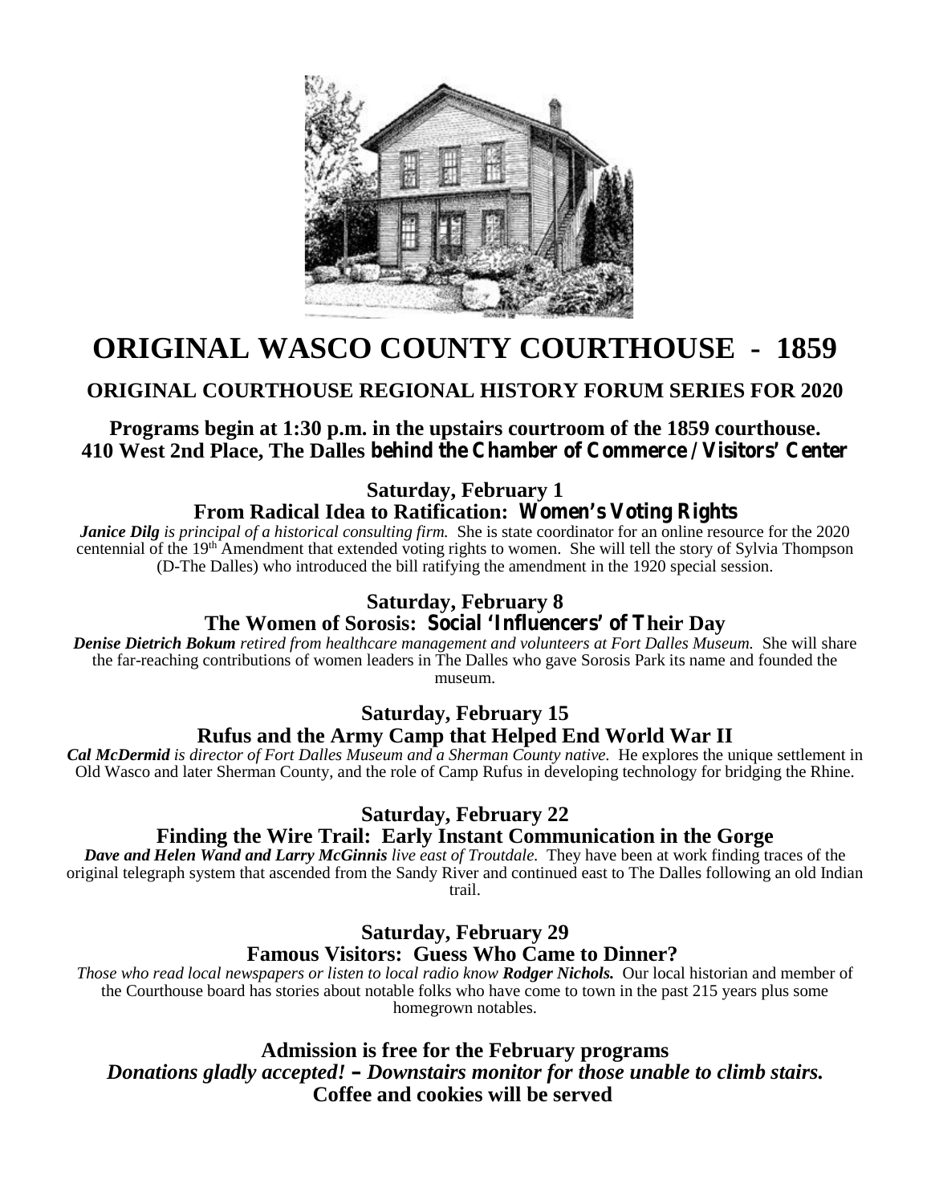# ORIGINAL WASCO COUNTY COURTHOUSE - 1859

## ORIGINAL COURTHOUSE REGIONAL HISTORY FORUM SERIES FOR 2020

**Programs begin at 1:30 p.m. in the upstairs courtroom of the 1859 courthouse.**
**410 West 2nd Place, The Dalles behind the Chamber of Commerce / Visitors' Center**

### Saturday, February 1
### From Radical Idea to Ratification: Women's Voting Rights

***Janice Dilg*** *is principal of a historical consulting firm.* She is state coordinator for an online resource for the 2020 centennial of the 19th Amendment that extended voting rights to women. She will tell the story of Sylvia Thompson (D-The Dalles) who introduced the bill ratifying the amendment in the 1920 special session.

### Saturday, February 8
### The Women of Sorosis: Social 'Influencers' of Their Day

***Denise Dietrich Bokum*** *retired from healthcare management and volunteers at Fort Dalles Museum.* She will share the far-reaching contributions of women leaders in The Dalles who gave Sorosis Park its name and founded the museum.

### Saturday, February 15
### Rufus and the Army Camp that Helped End World War II

***Cal McDermid*** *is director of Fort Dalles Museum and a Sherman County native.* He explores the unique settlement in Old Wasco and later Sherman County, and the role of Camp Rufus in developing technology for bridging the Rhine.

### Saturday, February 22
### Finding the Wire Trail: Early Instant Communication in the Gorge

***Dave and Helen Wand and Larry McGinnis*** *live east of Troutdale.* They have been at work finding traces of the original telegraph system that ascended from the Sandy River and continued east to The Dalles following an old Indian trail.

### Saturday, February 29
### Famous Visitors: Guess Who Came to Dinner?

*Those who read local newspapers or listen to local radio know* ***Rodger Nichols.*** Our local historian and member of the Courthouse board has stories about notable folks who have come to town in the past 215 years plus some homegrown notables.

**Admission is free for the February programs**
***Donations gladly accepted! – Downstairs monitor for those unable to climb stairs.***
**Coffee and cookies will be served**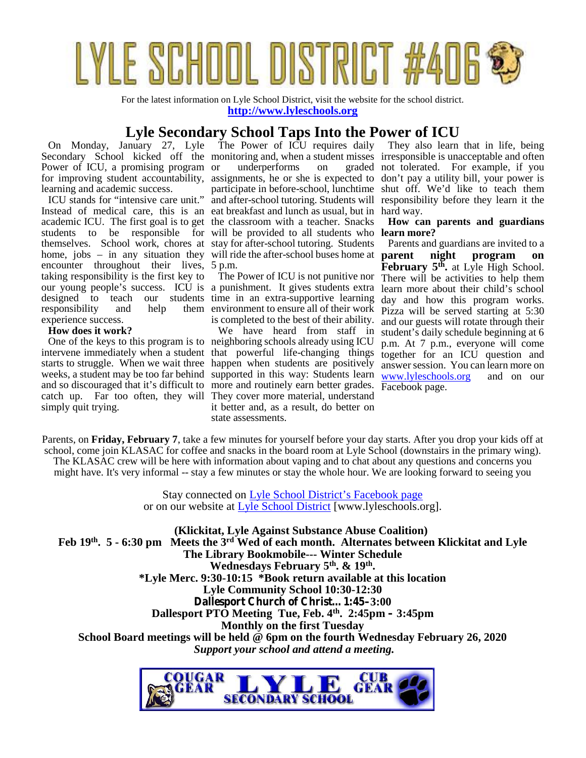# LYLE SCHOOL DISTRICT #406

For the latest information on Lyle School District, visit the website for the school district.
**http://www.lyleschools.org**

## Lyle Secondary School Taps Into the Power of ICU

On Monday, January 27, Lyle Secondary School kicked off the Power of ICU, a promising program for improving student accountability, learning and academic success.

ICU stands for "intensive care unit." Instead of medical care, this is an academic ICU. The first goal is to get students to be responsible for themselves. School work, chores at home, jobs – in any situation they encounter throughout their lives, taking responsibility is the first key to our young people's success. ICU is designed to teach our students responsibility and help them experience success.

**How does it work?**

One of the keys to this program is to intervene immediately when a student starts to struggle. When we wait three weeks, a student may be too far behind and so discouraged that it's difficult to catch up. Far too often, they will simply quit trying.

The Power of ICU requires daily monitoring and, when a student misses or underperforms on graded assignments, he or she is expected to participate in before-school, lunchtime and after-school tutoring. Students will eat breakfast and lunch as usual, but in the classroom with a teacher. Snacks will be provided to all students who stay for after-school tutoring. Students will ride the after-school buses home at 5 p.m.

The Power of ICU is not punitive nor a punishment. It gives students extra time in an extra-supportive learning environment to ensure all of their work is completed to the best of their ability.

We have heard from staff in neighboring schools already using ICU that powerful life-changing things happen when students are positively supported in this way: Students learn more and routinely earn better grades. They cover more material, understand it better and, as a result, do better on state assessments.

They also learn that in life, being irresponsible is unacceptable and often not tolerated. For example, if you don't pay a utility bill, your power is shut off. We'd like to teach them responsibility before they learn it the hard way.

**How can parents and guardians learn more?**

Parents and guardians are invited to a **parent night program on February 5th.** at Lyle High School. There will be activities to help them learn more about their child's school day and how this program works. Pizza will be served starting at 5:30 and our guests will rotate through their student's daily schedule beginning at 6 p.m. At 7 p.m., everyone will come together for an ICU question and answer session. You can learn more on www.lyleschools.org and on our Facebook page.

Parents, on **Friday, February 7**, take a few minutes for yourself before your day starts. After you drop your kids off at school, come join KLASAC for coffee and snacks in the board room at Lyle School (downstairs in the primary wing). The KLASAC crew will be here with information about vaping and to chat about any questions and concerns you might have. It's very informal -- stay a few minutes or stay the whole hour. We are looking forward to seeing you

Stay connected on Lyle School District's Facebook page
or on our website at Lyle School District [www.lyleschools.org].

**(Klickitat, Lyle Against Substance Abuse Coalition)**
**Feb 19th. 5 - 6:30 pm Meets the 3rd Wed of each month. Alternates between Klickitat and Lyle**
**The Library Bookmobile--- Winter Schedule**
**Wednesdays February 5th. & 19th.**
**\*Lyle Merc. 9:30-10:15 \*Book return available at this location**
**Lyle Community School 10:30-12:30**
**Dallesport Church of Christ… 1:45–3:00**
**Dallesport PTO Meeting Tue, Feb. 4th. 2:45pm – 3:45pm**
**Monthly on the first Tuesday**
**School Board meetings will be held @ 6pm on the fourth Wednesday February 26, 2020**
***Support your school and attend a meeting.***

COUGAR GEAR LYLE SECONDARY SCHOOL CUB GEAR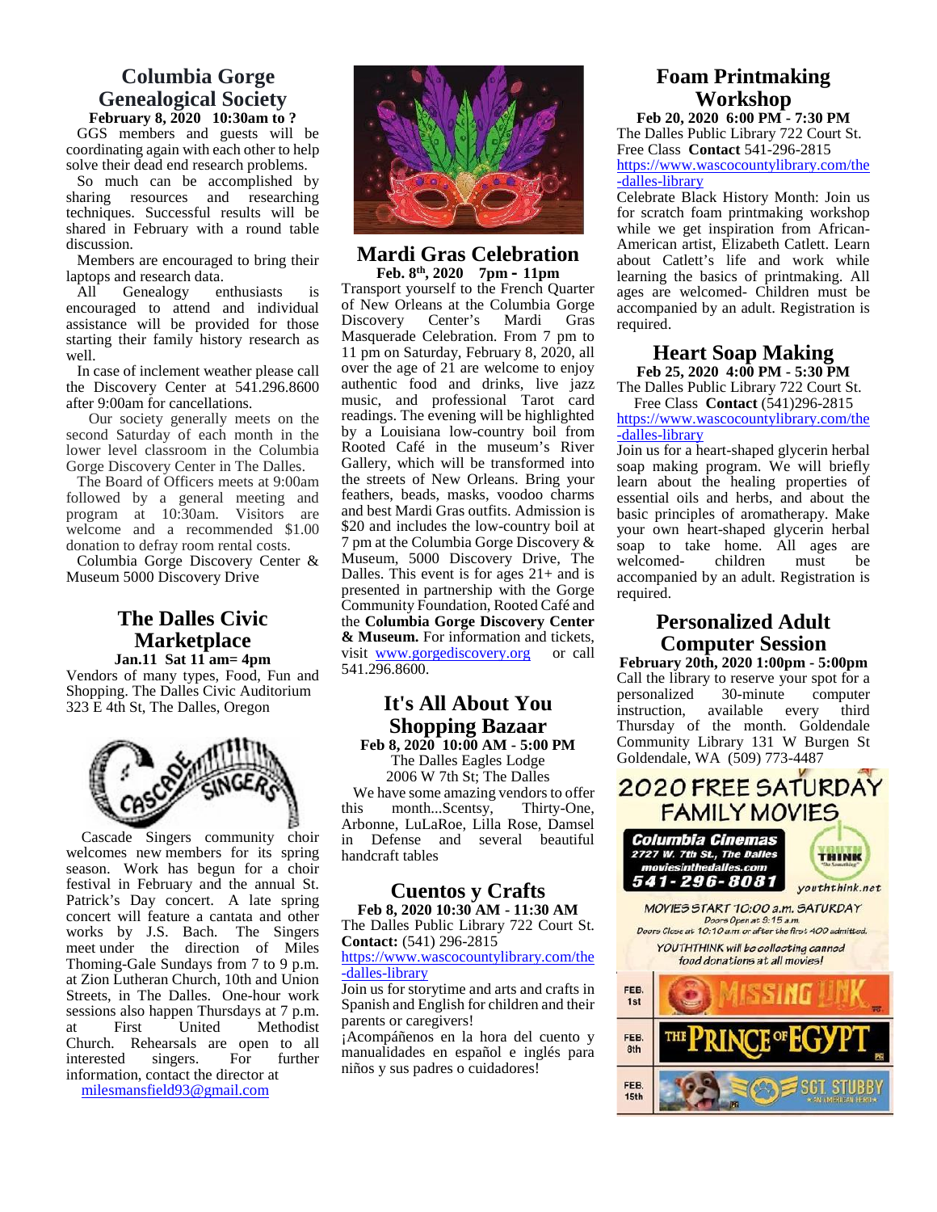## Columbia Gorge Genealogical Society

**February 8, 2020 10:30am to ?**

GGS members and guests will be coordinating again with each other to help solve their dead end research problems.

So much can be accomplished by sharing resources and researching techniques. Successful results will be shared in February with a round table discussion.

Members are encouraged to bring their laptops and research data.

All Genealogy enthusiasts is encouraged to attend and individual assistance will be provided for those starting their family history research as well.

In case of inclement weather please call the Discovery Center at 541.296.8600 after 9:00am for cancellations.

Our society generally meets on the second Saturday of each month in the lower level classroom in the Columbia Gorge Discovery Center in The Dalles.

The Board of Officers meets at 9:00am followed by a general meeting and program at 10:30am. Visitors are welcome and a recommended $1.00 donation to defray room rental costs.

Columbia Gorge Discovery Center & Museum 5000 Discovery Drive

## The Dalles Civic Marketplace

**Jan.11 Sat 11 am= 4pm**

Vendors of many types, Food, Fun and Shopping. The Dalles Civic Auditorium 323 E 4th St, The Dalles, Oregon

Cascade Singers community choir welcomes new members for its spring season. Work has begun for a choir festival in February and the annual St. Patrick's Day concert. A late spring concert will feature a cantata and other works by J.S. Bach. The Singers meet under the direction of Miles Thoming-Gale Sundays from 7 to 9 p.m. at Zion Lutheran Church, 10th and Union Streets, in The Dalles. One-hour work sessions also happen Thursdays at 7 p.m. at First United Methodist Church. Rehearsals are open to all interested singers. For further information, contact the director at milesmansfield93@gmail.com

## Mardi Gras Celebration

**Feb. 8th, 2020 7pm - 11pm**

Transport yourself to the French Quarter of New Orleans at the Columbia Gorge Discovery Center's Mardi Gras Masquerade Celebration. From 7 pm to 11 pm on Saturday, February 8, 2020, all over the age of 21 are welcome to enjoy authentic food and drinks, live jazz music, and professional Tarot card readings. The evening will be highlighted by a Louisiana low-country boil from Rooted Café in the museum's River Gallery, which will be transformed into the streets of New Orleans. Bring your feathers, beads, masks, voodoo charms and best Mardi Gras outfits. Admission is $20 and includes the low-country boil at 7 pm at the Columbia Gorge Discovery & Museum, 5000 Discovery Drive, The Dalles. This event is for ages 21+ and is presented in partnership with the Gorge Community Foundation, Rooted Café and the **Columbia Gorge Discovery Center & Museum.** For information and tickets, visit www.gorgediscovery.org or call 541.296.8600.

## It's All About You Shopping Bazaar

**Feb 8, 2020 10:00 AM - 5:00 PM**

The Dalles Eagles Lodge
2006 W 7th St; The Dalles

We have some amazing vendors to offer this month...Scentsy, Thirty-One, Arbonne, LuLaRoe, Lilla Rose, Damsel in Defense and several beautiful handcraft tables

## Cuentos y Crafts

**Feb 8, 2020 10:30 AM - 11:30 AM**

The Dalles Public Library 722 Court St.
**Contact:** (541) 296-2815
https://www.wascocountylibrary.com/the-dalles-library

Join us for storytime and arts and crafts in Spanish and English for children and their parents or caregivers!

¡Acompáñenos en la hora del cuento y manualidades en español e inglés para niños y sus padres o cuidadores!

## Foam Printmaking Workshop

**Feb 20, 2020 6:00 PM - 7:30 PM**

The Dalles Public Library 722 Court St.
Free Class **Contact** 541-296-2815
https://www.wascocountylibrary.com/the-dalles-library

Celebrate Black History Month: Join us for scratch foam printmaking workshop while we get inspiration from African-American artist, Elizabeth Catlett. Learn about Catlett's life and work while learning the basics of printmaking. All ages are welcomed- Children must be accompanied by an adult. Registration is required.

## Heart Soap Making

**Feb 25, 2020 4:00 PM - 5:30 PM**

The Dalles Public Library 722 Court St.
Free Class **Contact** (541)296-2815
https://www.wascocountylibrary.com/the-dalles-library

Join us for a heart-shaped glycerin herbal soap making program. We will briefly learn about the healing properties of essential oils and herbs, and about the basic principles of aromatherapy. Make your own heart-shaped glycerin herbal soap to take home. All ages are welcomed- children must be accompanied by an adult. Registration is required.

## Personalized Adult Computer Session

**February 20th, 2020 1:00pm - 5:00pm**

Call the library to reserve your spot for a personalized 30-minute computer instruction, available every third Thursday of the month. Goldendale Community Library 131 W Burgen St Goldendale, WA (509) 773-4487

## 2020 FREE SATURDAY FAMILY MOVIES

**Columbia Cinemas**
2727 W. 7th St., The Dalles
moviesinthedalles.com
541-296-8081

youththink.net

MOVIES START 10:00 a.m. SATURDAY
Doors Open at 9:15 a.m.
Doors Close at 10:10 a.m. or after the first 400 admitted.

YOUTHTHINK will be collecting canned food donations at all movies!

| | |
|---|---|
| FEB. 1st | MISSING LINK |
| FEB. 8th | THE PRINCE OF EGYPT |
| FEB. 15th | SGT. STUBBY AN AMERICAN HERO |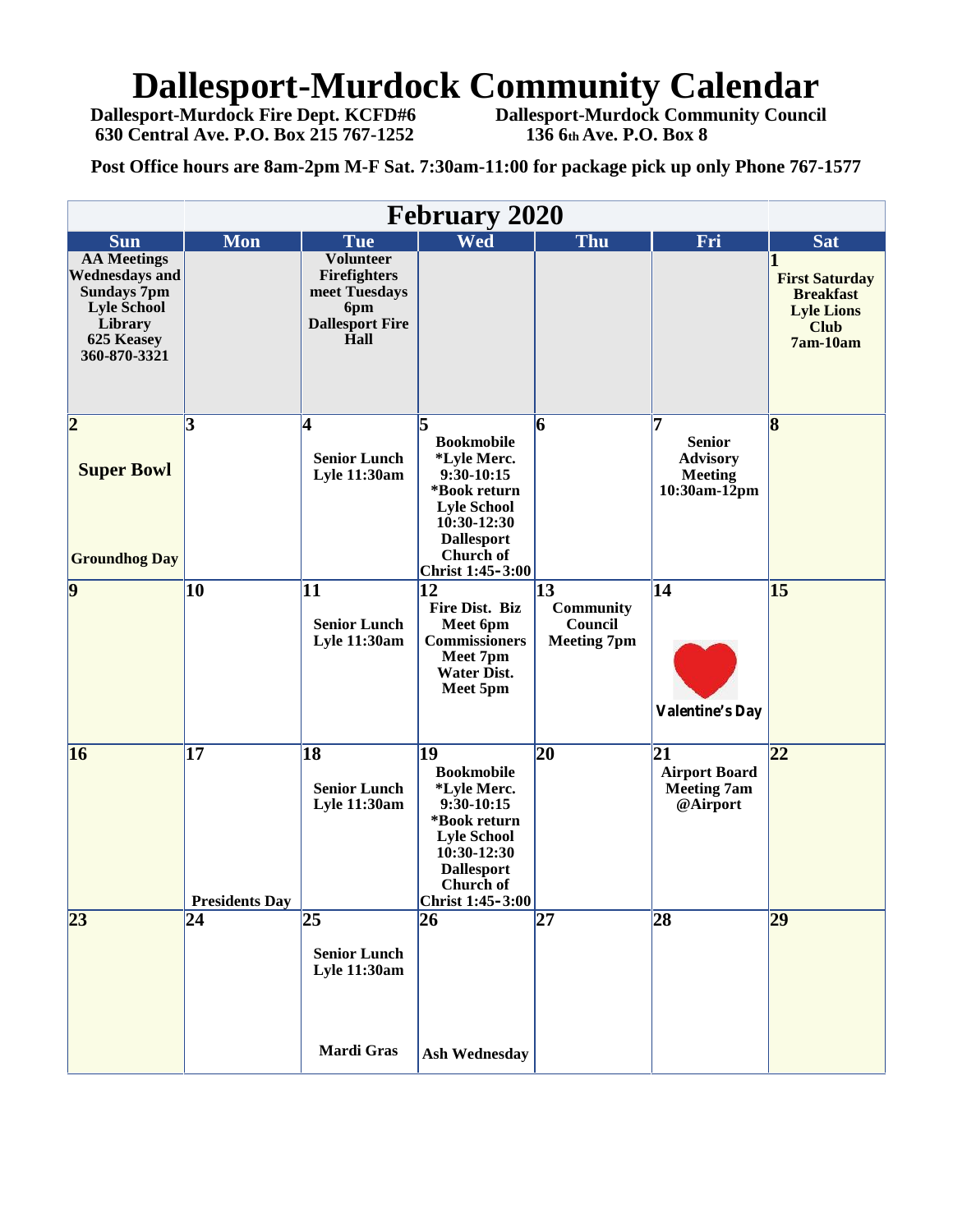# Dallesport-Murdock Community Calendar

**Dallesport-Murdock Fire Dept. KCFD#6**
**630 Central Ave. P.O. Box 215 767-1252**

**Dallesport-Murdock Community Council**
**136 6th Ave. P.O. Box 8**

**Post Office hours are 8am-2pm M-F Sat. 7:30am-11:00 for package pick up only Phone 767-1577**

## February 2020

| Sun | Mon | Tue | Wed | Thu | Fri | Sat |
|---|---|---|---|---|---|---|
| AA Meetings Wednesdays and Sundays 7pm Lyle School Library 625 Keasey 360-870-3321 | | Volunteer Firefighters meet Tuesdays 6pm Dallesport Fire Hall | | | | 1 First Saturday Breakfast Lyle Lions Club 7am-10am |
| 2 Super Bowl Groundhog Day | 3 | 4 Senior Lunch Lyle 11:30am | 5 Bookmobile *Lyle Merc. 9:30-10:15 *Book return Lyle School 10:30-12:30 Dallesport Church of Christ 1:45-3:00 | 6 | 7 Senior Advisory Meeting 10:30am-12pm | 8 |
| 9 | 10 | 11 Senior Lunch Lyle 11:30am | 12 Fire Dist. Biz Meet 6pm Commissioners Meet 7pm Water Dist. Meet 5pm | 13 Community Council Meeting 7pm | 14 Valentine's Day | 15 |
| 16 | 17 Presidents Day | 18 Senior Lunch Lyle 11:30am | 19 Bookmobile *Lyle Merc. 9:30-10:15 *Book return Lyle School 10:30-12:30 Dallesport Church of Christ 1:45-3:00 | 20 | 21 Airport Board Meeting 7am @Airport | 22 |
| 23 | 24 | 25 Senior Lunch Lyle 11:30am Mardi Gras | 26 Ash Wednesday | 27 | 28 | 29 |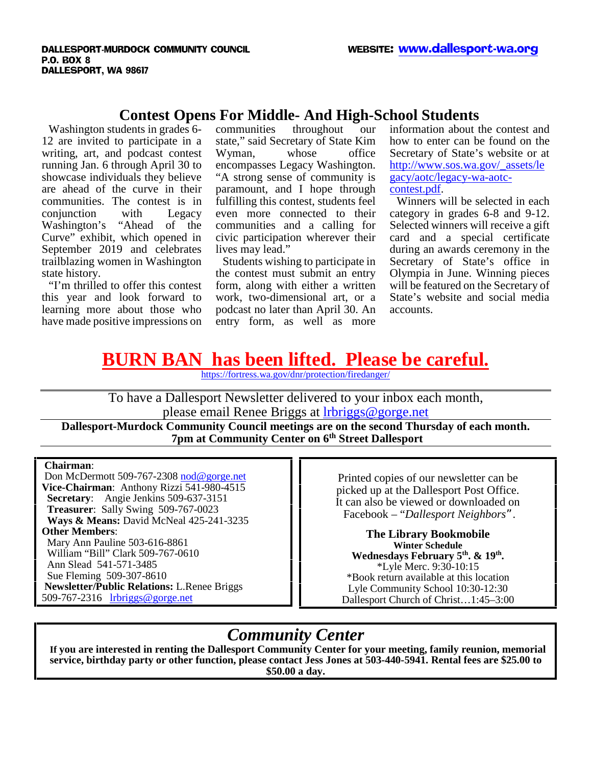**DALLESPORT-MURDOCK COMMUNITY COUNCIL**
**P.O. BOX 8**
**DALLESPORT, WA 98617**

**WEBSITE: www.dallesport-wa.org**

## Contest Opens For Middle- And High-School Students

Washington students in grades 6-12 are invited to participate in a writing, art, and podcast contest running Jan. 6 through April 30 to showcase individuals they believe are ahead of the curve in their communities. The contest is in conjunction with Legacy Washington's "Ahead of the Curve" exhibit, which opened in September 2019 and celebrates trailblazing women in Washington state history.

"I'm thrilled to offer this contest this year and look forward to learning more about those who have made positive impressions on communities throughout our state," said Secretary of State Kim Wyman, whose office encompasses Legacy Washington. "A strong sense of community is paramount, and I hope through fulfilling this contest, students feel even more connected to their communities and a calling for civic participation wherever their lives may lead."

Students wishing to participate in the contest must submit an entry form, along with either a written work, two-dimensional art, or a podcast no later than April 30. An entry form, as well as more information about the contest and how to enter can be found on the Secretary of State's website or at http://www.sos.wa.gov/_assets/legacy/aotc/legacy-wa-aotc-contest.pdf.

Winners will be selected in each category in grades 6-8 and 9-12. Selected winners will receive a gift card and a special certificate during an awards ceremony in the Secretary of State's office in Olympia in June. Winning pieces will be featured on the Secretary of State's website and social media accounts.

# BURN BAN has been lifted. Please be careful.

https://fortress.wa.gov/dnr/protection/firedanger/

To have a Dallesport Newsletter delivered to your inbox each month, please email Renee Briggs at lrbriggs@gorge.net

**Dallesport-Murdock Community Council meetings are on the second Thursday of each month. 7pm at Community Center on 6th Street Dallesport**

**Chairman**: Don McDermott 509-767-2308 nod@gorge.net
**Vice-Chairman**: Anthony Rizzi 541-980-4515
**Secretary**: Angie Jenkins 509-637-3151
**Treasurer**: Sally Swing 509-767-0023
**Ways & Means:** David McNeal 425-241-3235
**Other Members**:
Mary Ann Pauline 503-616-8861
William "Bill" Clark 509-767-0610
Ann Slead 541-571-3485
Sue Fleming 509-307-8610
**Newsletter/Public Relations:** L.Renee Briggs 509-767-2316 lrbriggs@gorge.net

Printed copies of our newsletter can be picked up at the Dallesport Post Office. It can also be viewed or downloaded on Facebook – "*Dallesport Neighbors*".

**The Library Bookmobile**
**Winter Schedule**
**Wednesdays February 5th. & 19th.**
*Lyle Merc. 9:30-10:15
*Book return available at this location
Lyle Community School 10:30-12:30
Dallesport Church of Christ…1:45–3:00

## *Community Center*

**If you are interested in renting the Dallesport Community Center for your meeting, family reunion, memorial service, birthday party or other function, please contact Jess Jones at 503-440-5941. Rental fees are $25.00 to $50.00 a day.**